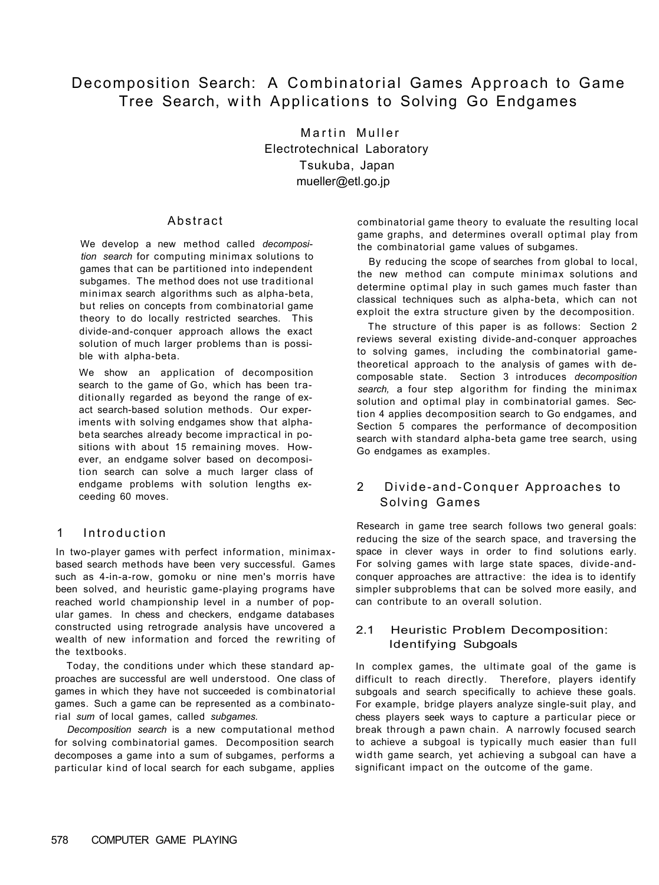# Decomposition Search: A Combinatorial Games Approach to Game Tree Search, with Applications to Solving Go Endgames

Martin Muller
Electrotechnical Laboratory
Tsukuba, Japan
mueller@etl.go.jp

## Abstract

We develop a new method called *decomposition search* for computing minimax solutions to games that can be partitioned into independent subgames. The method does not use traditional minimax search algorithms such as alpha-beta, but relies on concepts from combinatorial game theory to do locally restricted searches. This divide-and-conquer approach allows the exact solution of much larger problems than is possible with alpha-beta.

We show an application of decomposition search to the game of Go, which has been traditionally regarded as beyond the range of exact search-based solution methods. Our experiments with solving endgames show that alpha-beta searches already become impractical in positions with about 15 remaining moves. However, an endgame solver based on decomposition search can solve a much larger class of endgame problems with solution lengths exceeding 60 moves.

## 1 Introduction

In two-player games with perfect information, minimax-based search methods have been very successful. Games such as 4-in-a-row, gomoku or nine men's morris have been solved, and heuristic game-playing programs have reached world championship level in a number of popular games. In chess and checkers, endgame databases constructed using retrograde analysis have uncovered a wealth of new information and forced the rewriting of the textbooks.

Today, the conditions under which these standard approaches are successful are well understood. One class of games in which they have not succeeded is combinatorial games. Such a game can be represented as a combinatorial *sum* of local games, called *subgames.*

*Decomposition search* is a new computational method for solving combinatorial games. Decomposition search decomposes a game into a sum of subgames, performs a particular kind of local search for each subgame, applies combinatorial game theory to evaluate the resulting local game graphs, and determines overall optimal play from the combinatorial game values of subgames.

By reducing the scope of searches from global to local, the new method can compute minimax solutions and determine optimal play in such games much faster than classical techniques such as alpha-beta, which can not exploit the extra structure given by the decomposition.

The structure of this paper is as follows: Section 2 reviews several existing divide-and-conquer approaches to solving games, including the combinatorial game-theoretical approach to the analysis of games with decomposable state. Section 3 introduces *decomposition search,* a four step algorithm for finding the minimax solution and optimal play in combinatorial games. Section 4 applies decomposition search to Go endgames, and Section 5 compares the performance of decomposition search with standard alpha-beta game tree search, using Go endgames as examples.

## 2 Divide-and-Conquer Approaches to Solving Games

Research in game tree search follows two general goals: reducing the size of the search space, and traversing the space in clever ways in order to find solutions early. For solving games with large state spaces, divide-and-conquer approaches are attractive: the idea is to identify simpler subproblems that can be solved more easily, and can contribute to an overall solution.

### 2.1 Heuristic Problem Decomposition: Identifying Subgoals

In complex games, the ultimate goal of the game is difficult to reach directly. Therefore, players identify subgoals and search specifically to achieve these goals. For example, bridge players analyze single-suit play, and chess players seek ways to capture a particular piece or break through a pawn chain. A narrowly focused search to achieve a subgoal is typically much easier than full width game search, yet achieving a subgoal can have a significant impact on the outcome of the game.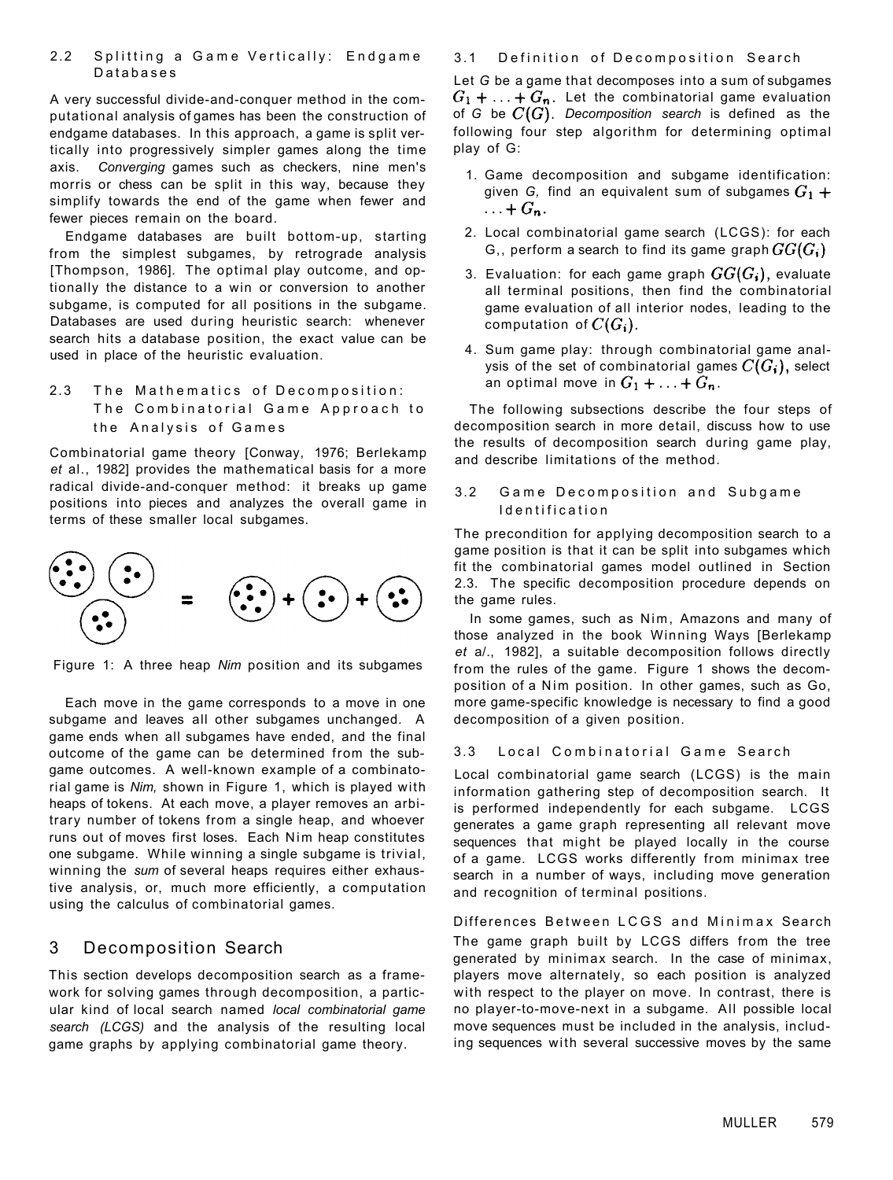### 2.2 Splitting a Game Vertically: Endgame Databases

A very successful divide-and-conquer method in the computational analysis of games has been the construction of endgame databases. In this approach, a game is split vertically into progressively simpler games along the time axis. *Converging* games such as checkers, nine men's morris or chess can be split in this way, because they simplify towards the end of the game when fewer and fewer pieces remain on the board.

Endgame databases are built bottom-up, starting from the simplest subgames, by retrograde analysis [Thompson, 1986]. The optimal play outcome, and optionally the distance to a win or conversion to another subgame, is computed for all positions in the subgame. Databases are used during heuristic search: whenever search hits a database position, the exact value can be used in place of the heuristic evaluation.

### 2.3 The Mathematics of Decomposition: The Combinatorial Game Approach to the Analysis of Games

Combinatorial game theory [Conway, 1976; Berlekamp *et* al., 1982] provides the mathematical basis for a more radical divide-and-conquer method: it breaks up game positions into pieces and analyzes the overall game in terms of these smaller local subgames.

Figure 1: A three heap *Nim* position and its subgames

Each move in the game corresponds to a move in one subgame and leaves all other subgames unchanged. A game ends when all subgames have ended, and the final outcome of the game can be determined from the subgame outcomes. A well-known example of a combinatorial game is *Nim,* shown in Figure 1, which is played with heaps of tokens. At each move, a player removes an arbitrary number of tokens from a single heap, and whoever runs out of moves first loses. Each Nim heap constitutes one subgame. While winning a single subgame is trivial, winning the *sum* of several heaps requires either exhaustive analysis, or, much more efficiently, a computation using the calculus of combinatorial games.

## 3 Decomposition Search

This section develops decomposition search as a framework for solving games through decomposition, a particular kind of local search named *local combinatorial game search (LCGS)* and the analysis of the resulting local game graphs by applying combinatorial game theory.

### 3.1 Definition of Decomposition Search

Let *G* be a game that decomposes into a sum of subgames $G_1 + \ldots + G_n$. Let the combinatorial game evaluation of *G* be $C(G)$. *Decomposition search* is defined as the following four step algorithm for determining optimal play of G:

1. Game decomposition and subgame identification: given *G,* find an equivalent sum of subgames $G_1 + \ldots + G_n$.
2. Local combinatorial game search (LCGS): for each $G_i$, perform a search to find its game graph $GG(G_i)$
3. Evaluation: for each game graph $GG(G_i)$, evaluate all terminal positions, then find the combinatorial game evaluation of all interior nodes, leading to the computation of $C(G_i)$.
4. Sum game play: through combinatorial game analysis of the set of combinatorial games $C(G_i)$, select an optimal move in $G_1 + \ldots + G_n$.

The following subsections describe the four steps of decomposition search in more detail, discuss how to use the results of decomposition search during game play, and describe limitations of the method.

### 3.2 Game Decomposition and Subgame Identification

The precondition for applying decomposition search to a game position is that it can be split into subgames which fit the combinatorial games model outlined in Section 2.3. The specific decomposition procedure depends on the game rules.

In some games, such as Nim, Amazons and many of those analyzed in the book Winning Ways [Berlekamp *et* a/., 1982], a suitable decomposition follows directly from the rules of the game. Figure 1 shows the decomposition of a Nim position. In other games, such as Go, more game-specific knowledge is necessary to find a good decomposition of a given position.

### 3.3 Local Combinatorial Game Search

Local combinatorial game search (LCGS) is the main information gathering step of decomposition search. It is performed independently for each subgame. LCGS generates a game graph representing all relevant move sequences that might be played locally in the course of a game. LCGS works differently from minimax tree search in a number of ways, including move generation and recognition of terminal positions.

#### Differences Between LCGS and Minimax Search

The game graph built by LCGS differs from the tree generated by minimax search. In the case of minimax, players move alternately, so each position is analyzed with respect to the player on move. In contrast, there is no player-to-move-next in a subgame. All possible local move sequences must be included in the analysis, including sequences with several successive moves by the same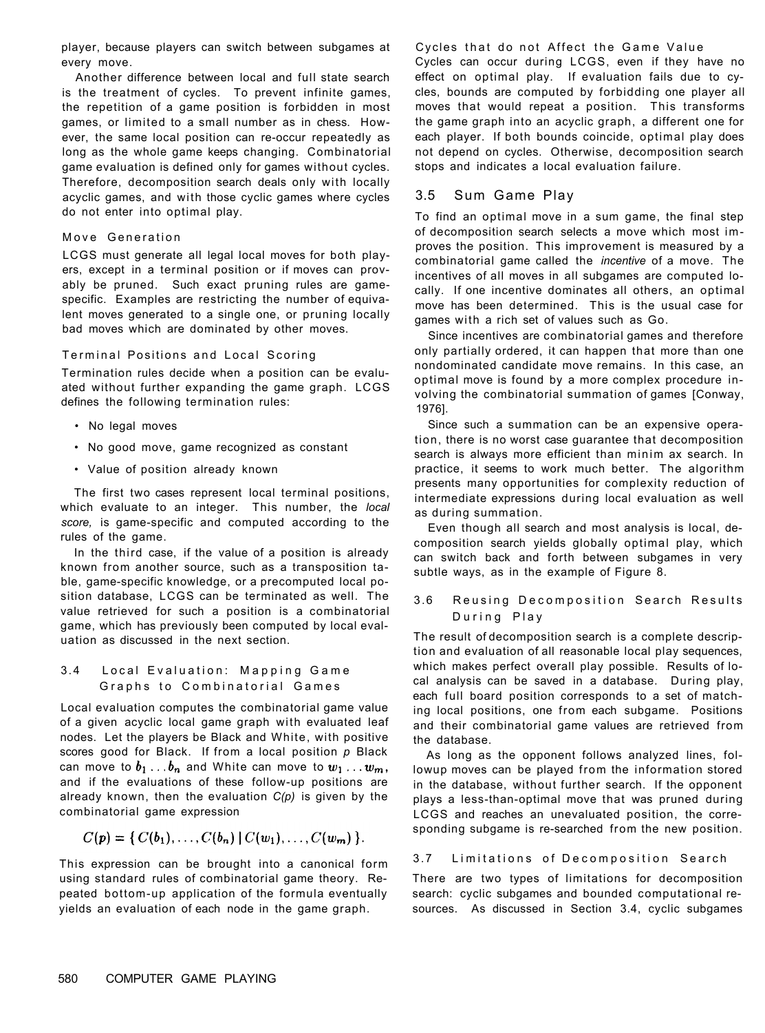player, because players can switch between subgames at every move.

Another difference between local and full state search is the treatment of cycles. To prevent infinite games, the repetition of a game position is forbidden in most games, or limited to a small number as in chess. However, the same local position can re-occur repeatedly as long as the whole game keeps changing. Combinatorial game evaluation is defined only for games without cycles. Therefore, decomposition search deals only with locally acyclic games, and with those cyclic games where cycles do not enter into optimal play.

#### Move Generation

LCGS must generate all legal local moves for both players, except in a terminal position or if moves can provably be pruned. Such exact pruning rules are game-specific. Examples are restricting the number of equivalent moves generated to a single one, or pruning locally bad moves which are dominated by other moves.

#### Terminal Positions and Local Scoring

Termination rules decide when a position can be evaluated without further expanding the game graph. LCGS defines the following termination rules:

- No legal moves
- No good move, game recognized as constant
- Value of position already known

The first two cases represent local terminal positions, which evaluate to an integer. This number, the *local score,* is game-specific and computed according to the rules of the game.

In the third case, if the value of a position is already known from another source, such as a transposition table, game-specific knowledge, or a precomputed local position database, LCGS can be terminated as well. The value retrieved for such a position is a combinatorial game, which has previously been computed by local evaluation as discussed in the next section.

### 3.4 Local Evaluation: Mapping Game Graphs to Combinatorial Games

Local evaluation computes the combinatorial game value of a given acyclic local game graph with evaluated leaf nodes. Let the players be Black and White, with positive scores good for Black. If from a local position *p* Black can move to $b_1 \ldots b_n$ and White can move to $w_1 \ldots w_m$, and if the evaluations of these follow-up positions are already known, then the evaluation *C(p)* is given by the combinatorial game expression

$$C(p) = \{\, C(b_1), \ldots, C(b_n) \mid C(w_1), \ldots, C(w_m) \,\}.$$

This expression can be brought into a canonical form using standard rules of combinatorial game theory. Repeated bottom-up application of the formula eventually yields an evaluation of each node in the game graph.

#### Cycles that do not Affect the Game Value

Cycles can occur during LCGS, even if they have no effect on optimal play. If evaluation fails due to cycles, bounds are computed by forbidding one player all moves that would repeat a position. This transforms the game graph into an acyclic graph, a different one for each player. If both bounds coincide, optimal play does not depend on cycles. Otherwise, decomposition search stops and indicates a local evaluation failure.

### 3.5 Sum Game Play

To find an optimal move in a sum game, the final step of decomposition search selects a move which most improves the position. This improvement is measured by a combinatorial game called the *incentive* of a move. The incentives of all moves in all subgames are computed locally. If one incentive dominates all others, an optimal move has been determined. This is the usual case for games with a rich set of values such as Go.

Since incentives are combinatorial games and therefore only partially ordered, it can happen that more than one nondominated candidate move remains. In this case, an optimal move is found by a more complex procedure involving the combinatorial summation of games [Conway, 1976].

Since such a summation can be an expensive operation, there is no worst case guarantee that decomposition search is always more efficient than minimax search. In practice, it seems to work much better. The algorithm presents many opportunities for complexity reduction of intermediate expressions during local evaluation as well as during summation.

Even though all search and most analysis is local, decomposition search yields globally optimal play, which can switch back and forth between subgames in very subtle ways, as in the example of Figure 8.

### 3.6 Reusing Decomposition Search Results During Play

The result of decomposition search is a complete description and evaluation of all reasonable local play sequences, which makes perfect overall play possible. Results of local analysis can be saved in a database. During play, each full board position corresponds to a set of matching local positions, one from each subgame. Positions and their combinatorial game values are retrieved from the database.

As long as the opponent follows analyzed lines, followup moves can be played from the information stored in the database, without further search. If the opponent plays a less-than-optimal move that was pruned during LCGS and reaches an unevaluated position, the corresponding subgame is re-searched from the new position.

### 3.7 Limitations of Decomposition Search

There are two types of limitations for decomposition search: cyclic subgames and bounded computational resources. As discussed in Section 3.4, cyclic subgames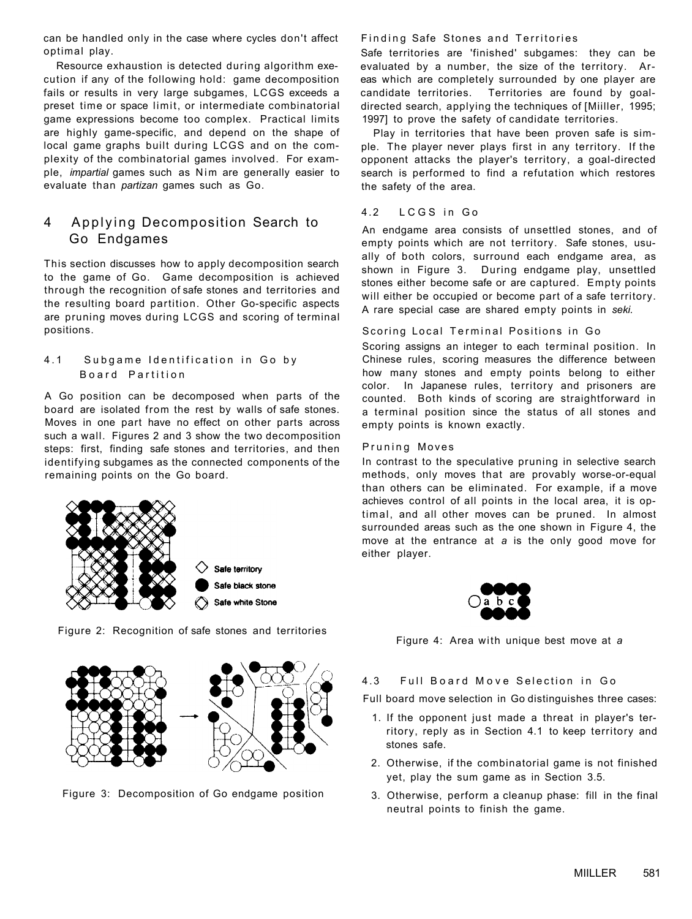can be handled only in the case where cycles don't affect optimal play.

Resource exhaustion is detected during algorithm execution if any of the following hold: game decomposition fails or results in very large subgames, LCGS exceeds a preset time or space limit, or intermediate combinatorial game expressions become too complex. Practical limits are highly game-specific, and depend on the shape of local game graphs built during LCGS and on the complexity of the combinatorial games involved. For example, *impartial* games such as Nim are generally easier to evaluate than *partizan* games such as Go.

## 4 Applying Decomposition Search to Go Endgames

This section discusses how to apply decomposition search to the game of Go. Game decomposition is achieved through the recognition of safe stones and territories and the resulting board partition. Other Go-specific aspects are pruning moves during LCGS and scoring of terminal positions.

### 4.1 Subgame Identification in Go by Board Partition

A Go position can be decomposed when parts of the board are isolated from the rest by walls of safe stones. Moves in one part have no effect on other parts across such a wall. Figures 2 and 3 show the two decomposition steps: first, finding safe stones and territories, and then identifying subgames as the connected components of the remaining points on the Go board.

Figure 2: Recognition of safe stones and territories

Figure 3: Decomposition of Go endgame position

#### Finding Safe Stones and Territories

Safe territories are 'finished' subgames: they can be evaluated by a number, the size of the territory. Areas which are completely surrounded by one player are candidate territories. Territories are found by goal-directed search, applying the techniques of [Miiller, 1995; 1997] to prove the safety of candidate territories.

Play in territories that have been proven safe is simple. The player never plays first in any territory. If the opponent attacks the player's territory, a goal-directed search is performed to find a refutation which restores the safety of the area.

### 4.2 LCGS in Go

An endgame area consists of unsettled stones, and of empty points which are not territory. Safe stones, usually of both colors, surround each endgame area, as shown in Figure 3. During endgame play, unsettled stones either become safe or are captured. Empty points will either be occupied or become part of a safe territory. A rare special case are shared empty points in *seki.*

#### Scoring Local Terminal Positions in Go

Scoring assigns an integer to each terminal position. In Chinese rules, scoring measures the difference between how many stones and empty points belong to either color. In Japanese rules, territory and prisoners are counted. Both kinds of scoring are straightforward in a terminal position since the status of all stones and empty points is known exactly.

#### Pruning Moves

In contrast to the speculative pruning in selective search methods, only moves that are provably worse-or-equal than others can be eliminated. For example, if a move achieves control of all points in the local area, it is optimal, and all other moves can be pruned. In almost surrounded areas such as the one shown in Figure 4, the move at the entrance at *a* is the only good move for either player.

Figure 4: Area with unique best move at *a*

### 4.3 Full Board Move Selection in Go

Full board move selection in Go distinguishes three cases:

1. If the opponent just made a threat in player's territory, reply as in Section 4.1 to keep territory and stones safe.
2. Otherwise, if the combinatorial game is not finished yet, play the sum game as in Section 3.5.
3. Otherwise, perform a cleanup phase: fill in the final neutral points to finish the game.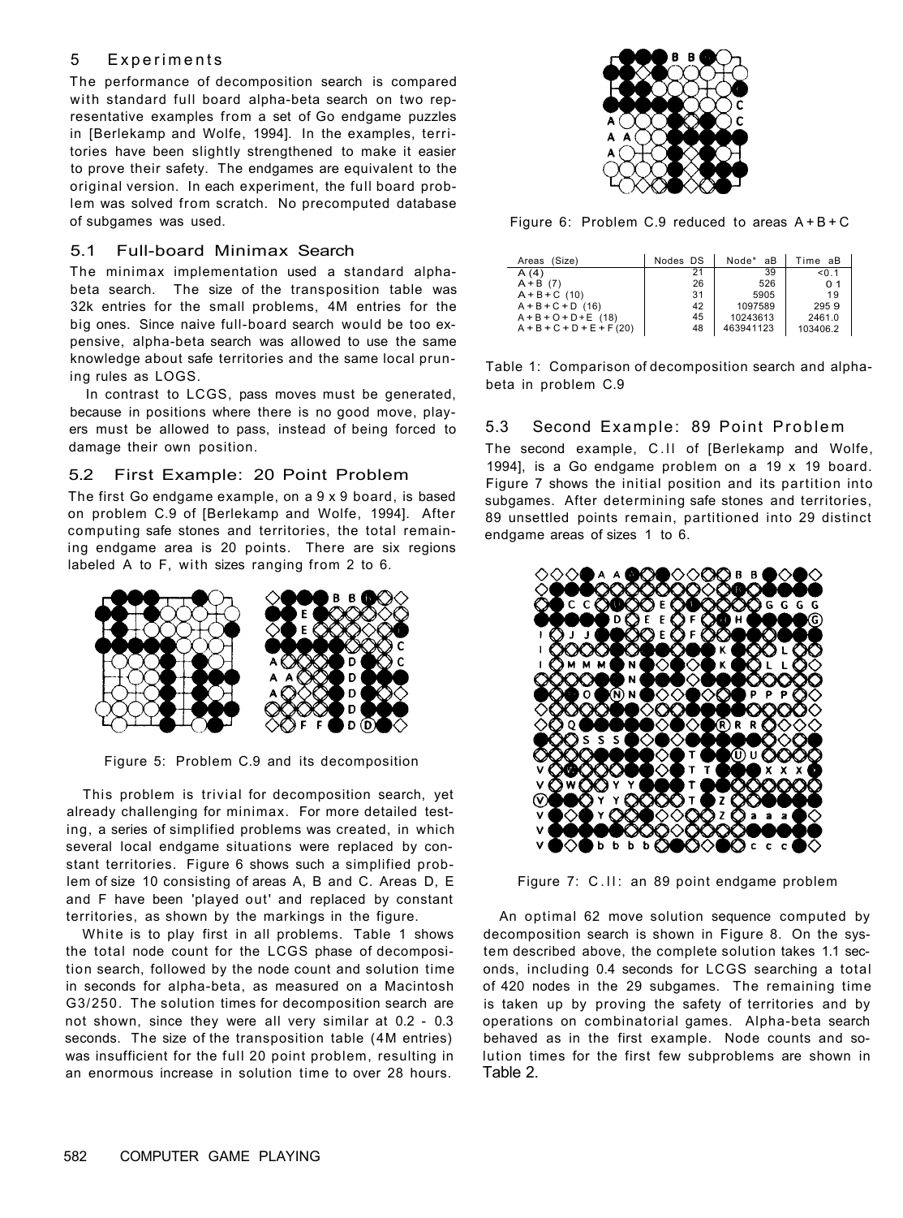## 5 Experiments

The performance of decomposition search is compared with standard full board alpha-beta search on two representative examples from a set of Go endgame puzzles in [Berlekamp and Wolfe, 1994]. In the examples, territories have been slightly strengthened to make it easier to prove their safety. The endgames are equivalent to the original version. In each experiment, the full board problem was solved from scratch. No precomputed database of subgames was used.

### 5.1 Full-board Minimax Search

The minimax implementation used a standard alpha-beta search. The size of the transposition table was 32k entries for the small problems, 4M entries for the big ones. Since naive full-board search would be too expensive, alpha-beta search was allowed to use the same knowledge about safe territories and the same local pruning rules as LOGS.

In contrast to LCGS, pass moves must be generated, because in positions where there is no good move, players must be allowed to pass, instead of being forced to damage their own position.

### 5.2 First Example: 20 Point Problem

The first Go endgame example, on a 9 x 9 board, is based on problem C.9 of [Berlekamp and Wolfe, 1994]. After computing safe stones and territories, the total remaining endgame area is 20 points. There are six regions labeled A to F, with sizes ranging from 2 to 6.

Figure 5: Problem C.9 and its decomposition

This problem is trivial for decomposition search, yet already challenging for minimax. For more detailed testing, a series of simplified problems was created, in which several local endgame situations were replaced by constant territories. Figure 6 shows such a simplified problem of size 10 consisting of areas A, B and C. Areas D, E and F have been 'played out' and replaced by constant territories, as shown by the markings in the figure.

White is to play first in all problems. Table 1 shows the total node count for the LCGS phase of decomposition search, followed by the node count and solution time in seconds for alpha-beta, as measured on a Macintosh G3/250. The solution times for decomposition search are not shown, since they were all very similar at 0.2 - 0.3 seconds. The size of the transposition table (4M entries) was insufficient for the full 20 point problem, resulting in an enormous increase in solution time to over 28 hours.

Figure 6: Problem C.9 reduced to areas A + B + C

| Areas (Size) | Nodes DS | Node* aB | Time aB |
|---|---|---|---|
| A (4) | 21 | 39 | <0.1 |
| A + B (7) | 26 | 526 | 0 1 |
| A + B + C (10) | 31 | 5905 | 19 |
| A + B + C + D (16) | 42 | 1097589 | 295 9 |
| A + B + O + D + E (18) | 45 | 10243613 | 2461.0 |
| A + B + C + D + E + F (20) | 48 | 463941123 | 103406.2 |

Table 1: Comparison of decomposition search and alpha-beta in problem C.9

### 5.3 Second Example: 89 Point Problem

The second example, C.II of [Berlekamp and Wolfe, 1994], is a Go endgame problem on a 19 x 19 board. Figure 7 shows the initial position and its partition into subgames. After determining safe stones and territories, 89 unsettled points remain, partitioned into 29 distinct endgame areas of sizes 1 to 6.

Figure 7: C.II: an 89 point endgame problem

An optimal 62 move solution sequence computed by decomposition search is shown in Figure 8. On the system described above, the complete solution takes 1.1 seconds, including 0.4 seconds for LCGS searching a total of 420 nodes in the 29 subgames. The remaining time is taken up by proving the safety of territories and by operations on combinatorial games. Alpha-beta search behaved as in the first example. Node counts and solution times for the first few subproblems are shown in Table 2.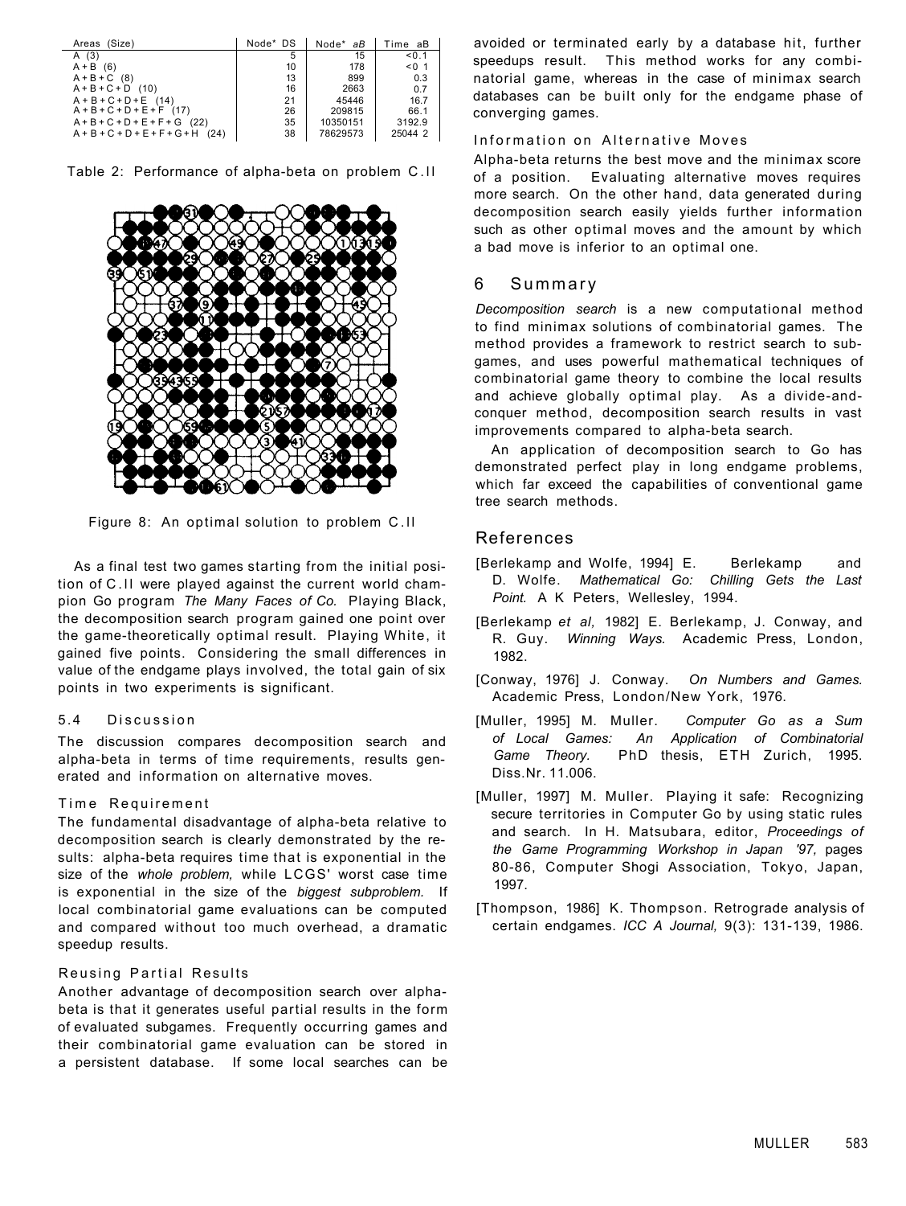| Areas (Size) | Node* DS | Node* aB | Time aB |
|---|---|---|---|
| A (3) | 5 | 15 | <0.1 |
| A + B (6) | 10 | 178 | <0 1 |
| A + B + C (8) | 13 | 899 | 0.3 |
| A + B + C + D (10) | 16 | 2663 | 0.7 |
| A + B + C + D + E (14) | 21 | 45446 | 16.7 |
| A + B + C + D + E + F (17) | 26 | 209815 | 66.1 |
| A + B + C + D + E + F + G (22) | 35 | 10350151 | 3192.9 |
| A + B + C + D + E + F + G + H (24) | 38 | 78629573 | 25044 2 |

Table 2: Performance of alpha-beta on problem C.II

Figure 8: An optimal solution to problem C.II

As a final test two games starting from the initial position of C.II were played against the current world champion Go program *The Many Faces of Co.* Playing Black, the decomposition search program gained one point over the game-theoretically optimal result. Playing White, it gained five points. Considering the small differences in value of the endgame plays involved, the total gain of six points in two experiments is significant.

### 5.4 Discussion

The discussion compares decomposition search and alpha-beta in terms of time requirements, results generated and information on alternative moves.

#### Time Requirement

The fundamental disadvantage of alpha-beta relative to decomposition search is clearly demonstrated by the results: alpha-beta requires time that is exponential in the size of the *whole problem,* while LCGS' worst case time is exponential in the size of the *biggest subproblem.* If local combinatorial game evaluations can be computed and compared without too much overhead, a dramatic speedup results.

#### Reusing Partial Results

Another advantage of decomposition search over alpha-beta is that it generates useful partial results in the form of evaluated subgames. Frequently occurring games and their combinatorial game evaluation can be stored in a persistent database. If some local searches can be avoided or terminated early by a database hit, further speedups result. This method works for any combinatorial game, whereas in the case of minimax search databases can be built only for the endgame phase of converging games.

#### Information on Alternative Moves

Alpha-beta returns the best move and the minimax score of a position. Evaluating alternative moves requires more search. On the other hand, data generated during decomposition search easily yields further information such as other optimal moves and the amount by which a bad move is inferior to an optimal one.

## 6 Summary

*Decomposition search* is a new computational method to find minimax solutions of combinatorial games. The method provides a framework to restrict search to subgames, and uses powerful mathematical techniques of combinatorial game theory to combine the local results and achieve globally optimal play. As a divide-and-conquer method, decomposition search results in vast improvements compared to alpha-beta search.

An application of decomposition search to Go has demonstrated perfect play in long endgame problems, which far exceed the capabilities of conventional game tree search methods.

## References

[Berlekamp and Wolfe, 1994] E. Berlekamp and D. Wolfe. *Mathematical Go: Chilling Gets the Last Point.* A K Peters, Wellesley, 1994.

[Berlekamp *et al,* 1982] E. Berlekamp, J. Conway, and R. Guy. *Winning Ways.* Academic Press, London, 1982.

[Conway, 1976] J. Conway. *On Numbers and Games.* Academic Press, London/New York, 1976.

[Muller, 1995] M. Muller. *Computer Go as a Sum of Local Games: An Application of Combinatorial Game Theory.* PhD thesis, ETH Zurich, 1995. Diss.Nr. 11.006.

[Muller, 1997] M. Muller. Playing it safe: Recognizing secure territories in Computer Go by using static rules and search. In H. Matsubara, editor, *Proceedings of the Game Programming Workshop in Japan '97,* pages 80-86, Computer Shogi Association, Tokyo, Japan, 1997.

[Thompson, 1986] K. Thompson. Retrograde analysis of certain endgames. *ICC A Journal,* 9(3): 131-139, 1986.